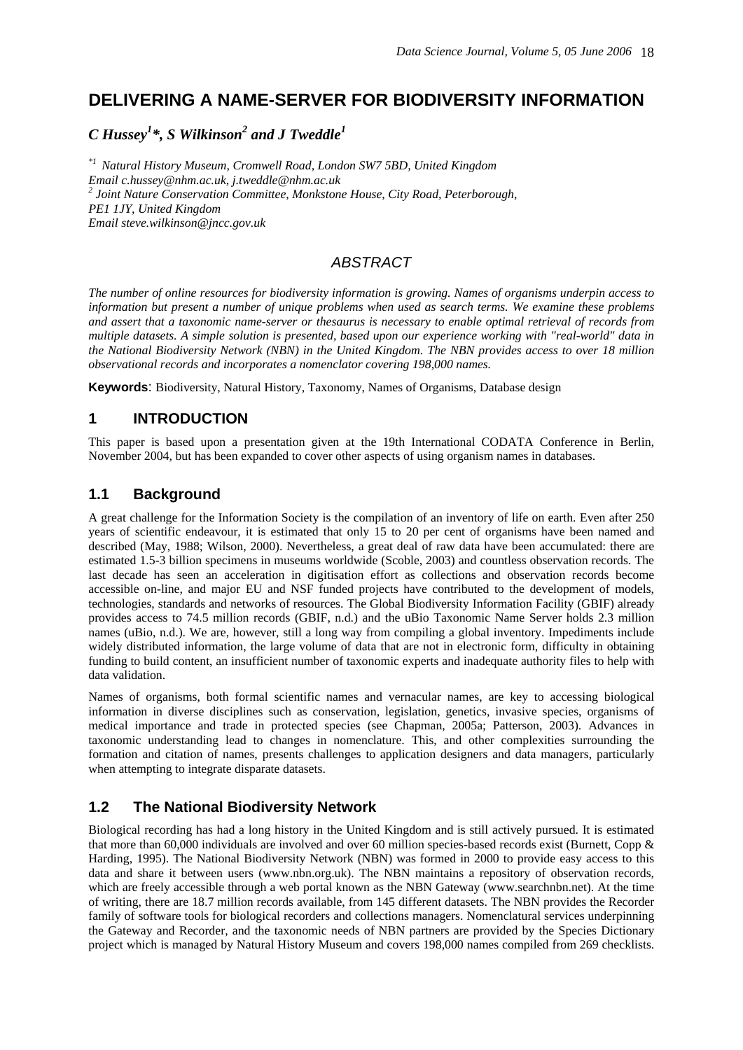# DELIVERING A NAME-SERVER FOR BIODIVERSITY INFORMATION

***C Hussey[1]\*, S Wilkinson[2] and J Tweddle[1]***

*[\*1] Natural History Museum, Cromwell Road, London SW7 5BD, United Kingdom*
*Email c.hussey@nhm.ac.uk, j.tweddle@nhm.ac.uk*
*[2] Joint Nature Conservation Committee, Monkstone House, City Road, Peterborough, PE1 1JY, United Kingdom*
*Email steve.wilkinson@jncc.gov.uk*

## *ABSTRACT*

*The number of online resources for biodiversity information is growing. Names of organisms underpin access to information but present a number of unique problems when used as search terms. We examine these problems and assert that a taxonomic name-server or thesaurus is necessary to enable optimal retrieval of records from multiple datasets. A simple solution is presented, based upon our experience working with "real-world" data in the National Biodiversity Network (NBN) in the United Kingdom. The NBN provides access to over 18 million observational records and incorporates a nomenclator covering 198,000 names.*

**Keywords**: Biodiversity, Natural History, Taxonomy, Names of Organisms, Database design

## 1 INTRODUCTION

This paper is based upon a presentation given at the 19th International CODATA Conference in Berlin, November 2004, but has been expanded to cover other aspects of using organism names in databases.

## 1.1 Background

A great challenge for the Information Society is the compilation of an inventory of life on earth. Even after 250 years of scientific endeavour, it is estimated that only 15 to 20 per cent of organisms have been named and described (May, 1988; Wilson, 2000). Nevertheless, a great deal of raw data have been accumulated: there are estimated 1.5-3 billion specimens in museums worldwide (Scoble, 2003) and countless observation records. The last decade has seen an acceleration in digitisation effort as collections and observation records become accessible on-line, and major EU and NSF funded projects have contributed to the development of models, technologies, standards and networks of resources. The Global Biodiversity Information Facility (GBIF) already provides access to 74.5 million records (GBIF, n.d.) and the uBio Taxonomic Name Server holds 2.3 million names (uBio, n.d.). We are, however, still a long way from compiling a global inventory. Impediments include widely distributed information, the large volume of data that are not in electronic form, difficulty in obtaining funding to build content, an insufficient number of taxonomic experts and inadequate authority files to help with data validation.

Names of organisms, both formal scientific names and vernacular names, are key to accessing biological information in diverse disciplines such as conservation, legislation, genetics, invasive species, organisms of medical importance and trade in protected species (see Chapman, 2005a; Patterson, 2003). Advances in taxonomic understanding lead to changes in nomenclature. This, and other complexities surrounding the formation and citation of names, presents challenges to application designers and data managers, particularly when attempting to integrate disparate datasets.

## 1.2 The National Biodiversity Network

Biological recording has had a long history in the United Kingdom and is still actively pursued. It is estimated that more than 60,000 individuals are involved and over 60 million species-based records exist (Burnett, Copp & Harding, 1995). The National Biodiversity Network (NBN) was formed in 2000 to provide easy access to this data and share it between users (www.nbn.org.uk). The NBN maintains a repository of observation records, which are freely accessible through a web portal known as the NBN Gateway (www.searchnbn.net). At the time of writing, there are 18.7 million records available, from 145 different datasets. The NBN provides the Recorder family of software tools for biological recorders and collections managers. Nomenclatural services underpinning the Gateway and Recorder, and the taxonomic needs of NBN partners are provided by the Species Dictionary project which is managed by Natural History Museum and covers 198,000 names compiled from 269 checklists.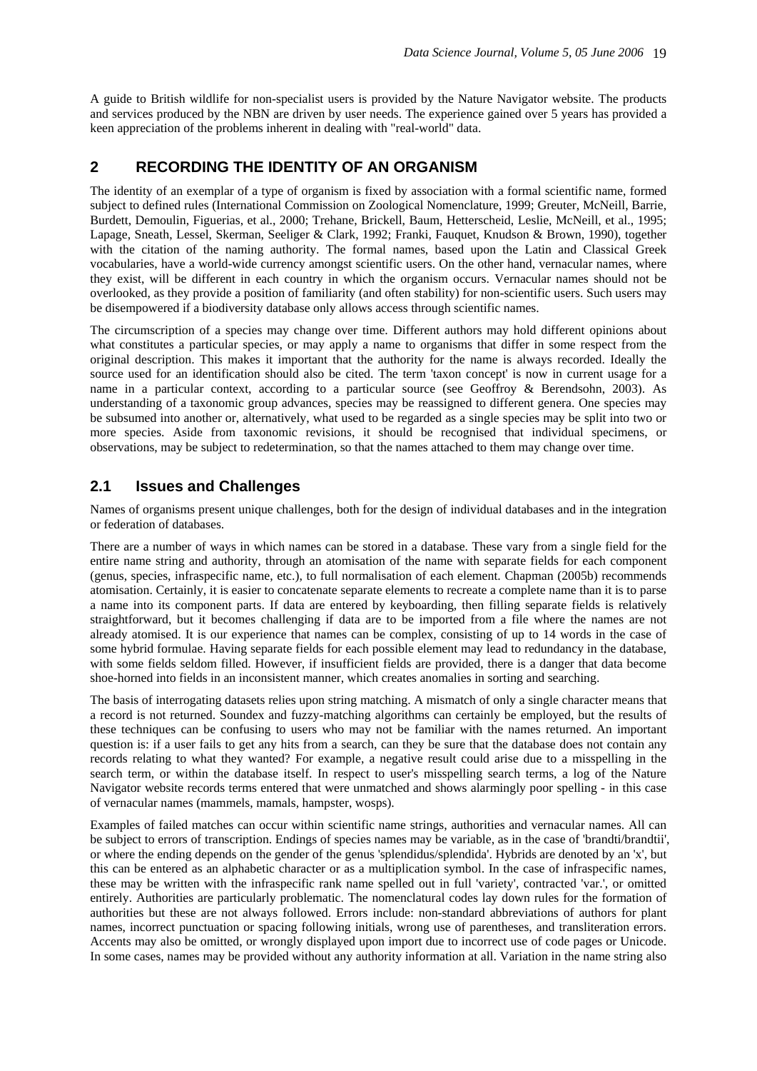A guide to British wildlife for non-specialist users is provided by the Nature Navigator website. The products and services produced by the NBN are driven by user needs. The experience gained over 5 years has provided a keen appreciation of the problems inherent in dealing with "real-world" data.

## 2 RECORDING THE IDENTITY OF AN ORGANISM

The identity of an exemplar of a type of organism is fixed by association with a formal scientific name, formed subject to defined rules (International Commission on Zoological Nomenclature, 1999; Greuter, McNeill, Barrie, Burdett, Demoulin, Figuerias, et al., 2000; Trehane, Brickell, Baum, Hetterscheid, Leslie, McNeill, et al., 1995; Lapage, Sneath, Lessel, Skerman, Seeliger & Clark, 1992; Franki, Fauquet, Knudson & Brown, 1990), together with the citation of the naming authority. The formal names, based upon the Latin and Classical Greek vocabularies, have a world-wide currency amongst scientific users. On the other hand, vernacular names, where they exist, will be different in each country in which the organism occurs. Vernacular names should not be overlooked, as they provide a position of familiarity (and often stability) for non-scientific users. Such users may be disempowered if a biodiversity database only allows access through scientific names.

The circumscription of a species may change over time. Different authors may hold different opinions about what constitutes a particular species, or may apply a name to organisms that differ in some respect from the original description. This makes it important that the authority for the name is always recorded. Ideally the source used for an identification should also be cited. The term 'taxon concept' is now in current usage for a name in a particular context, according to a particular source (see Geoffroy & Berendsohn, 2003). As understanding of a taxonomic group advances, species may be reassigned to different genera. One species may be subsumed into another or, alternatively, what used to be regarded as a single species may be split into two or more species. Aside from taxonomic revisions, it should be recognised that individual specimens, or observations, may be subject to redetermination, so that the names attached to them may change over time.

### 2.1 Issues and Challenges

Names of organisms present unique challenges, both for the design of individual databases and in the integration or federation of databases.

There are a number of ways in which names can be stored in a database. These vary from a single field for the entire name string and authority, through an atomisation of the name with separate fields for each component (genus, species, infraspecific name, etc.), to full normalisation of each element. Chapman (2005b) recommends atomisation. Certainly, it is easier to concatenate separate elements to recreate a complete name than it is to parse a name into its component parts. If data are entered by keyboarding, then filling separate fields is relatively straightforward, but it becomes challenging if data are to be imported from a file where the names are not already atomised. It is our experience that names can be complex, consisting of up to 14 words in the case of some hybrid formulae. Having separate fields for each possible element may lead to redundancy in the database, with some fields seldom filled. However, if insufficient fields are provided, there is a danger that data become shoe-horned into fields in an inconsistent manner, which creates anomalies in sorting and searching.

The basis of interrogating datasets relies upon string matching. A mismatch of only a single character means that a record is not returned. Soundex and fuzzy-matching algorithms can certainly be employed, but the results of these techniques can be confusing to users who may not be familiar with the names returned. An important question is: if a user fails to get any hits from a search, can they be sure that the database does not contain any records relating to what they wanted? For example, a negative result could arise due to a misspelling in the search term, or within the database itself. In respect to user's misspelling search terms, a log of the Nature Navigator website records terms entered that were unmatched and shows alarmingly poor spelling - in this case of vernacular names (mammels, mamals, hampster, wosps).

Examples of failed matches can occur within scientific name strings, authorities and vernacular names. All can be subject to errors of transcription. Endings of species names may be variable, as in the case of 'brandti/brandtii', or where the ending depends on the gender of the genus 'splendidus/splendida'. Hybrids are denoted by an 'x', but this can be entered as an alphabetic character or as a multiplication symbol. In the case of infraspecific names, these may be written with the infraspecific rank name spelled out in full 'variety', contracted 'var.', or omitted entirely. Authorities are particularly problematic. The nomenclatural codes lay down rules for the formation of authorities but these are not always followed. Errors include: non-standard abbreviations of authors for plant names, incorrect punctuation or spacing following initials, wrong use of parentheses, and transliteration errors. Accents may also be omitted, or wrongly displayed upon import due to incorrect use of code pages or Unicode. In some cases, names may be provided without any authority information at all. Variation in the name string also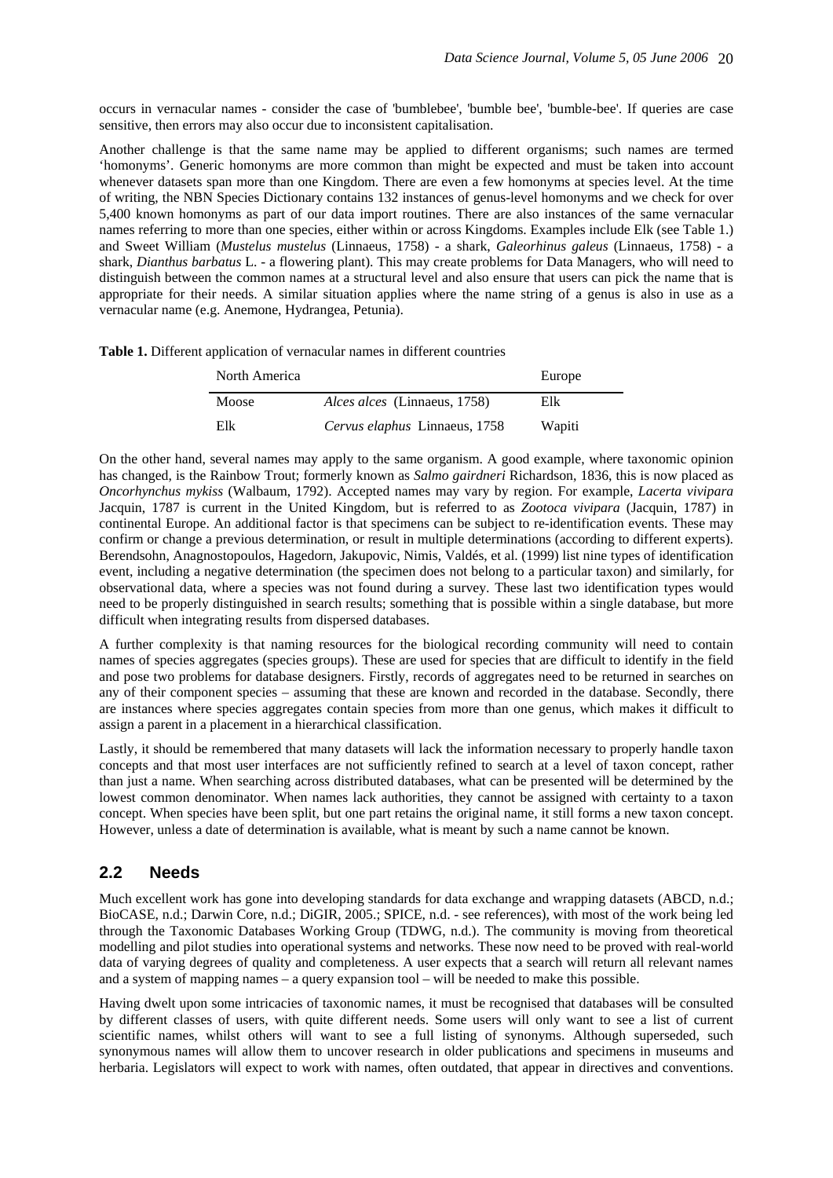occurs in vernacular names - consider the case of 'bumblebee', 'bumble bee', 'bumble-bee'. If queries are case sensitive, then errors may also occur due to inconsistent capitalisation.

Another challenge is that the same name may be applied to different organisms; such names are termed 'homonyms'. Generic homonyms are more common than might be expected and must be taken into account whenever datasets span more than one Kingdom. There are even a few homonyms at species level. At the time of writing, the NBN Species Dictionary contains 132 instances of genus-level homonyms and we check for over 5,400 known homonyms as part of our data import routines. There are also instances of the same vernacular names referring to more than one species, either within or across Kingdoms. Examples include Elk (see Table 1.) and Sweet William (*Mustelus mustelus* (Linnaeus, 1758) - a shark, *Galeorhinus galeus* (Linnaeus, 1758) - a shark, *Dianthus barbatus* L. - a flowering plant). This may create problems for Data Managers, who will need to distinguish between the common names at a structural level and also ensure that users can pick the name that is appropriate for their needs. A similar situation applies where the name string of a genus is also in use as a vernacular name (e.g. Anemone, Hydrangea, Petunia).

**Table 1.** Different application of vernacular names in different countries

| North America | | Europe |
|---|---|---|
| Moose | *Alces alces* (Linnaeus, 1758) | Elk |
| Elk | *Cervus elaphus* Linnaeus, 1758 | Wapiti |

On the other hand, several names may apply to the same organism. A good example, where taxonomic opinion has changed, is the Rainbow Trout; formerly known as *Salmo gairdneri* Richardson, 1836, this is now placed as *Oncorhynchus mykiss* (Walbaum, 1792). Accepted names may vary by region. For example, *Lacerta vivipara* Jacquin, 1787 is current in the United Kingdom, but is referred to as *Zootoca vivipara* (Jacquin, 1787) in continental Europe. An additional factor is that specimens can be subject to re-identification events. These may confirm or change a previous determination, or result in multiple determinations (according to different experts). Berendsohn, Anagnostopoulos, Hagedorn, Jakupovic, Nimis, Valdés, et al. (1999) list nine types of identification event, including a negative determination (the specimen does not belong to a particular taxon) and similarly, for observational data, where a species was not found during a survey. These last two identification types would need to be properly distinguished in search results; something that is possible within a single database, but more difficult when integrating results from dispersed databases.

A further complexity is that naming resources for the biological recording community will need to contain names of species aggregates (species groups). These are used for species that are difficult to identify in the field and pose two problems for database designers. Firstly, records of aggregates need to be returned in searches on any of their component species – assuming that these are known and recorded in the database. Secondly, there are instances where species aggregates contain species from more than one genus, which makes it difficult to assign a parent in a placement in a hierarchical classification.

Lastly, it should be remembered that many datasets will lack the information necessary to properly handle taxon concepts and that most user interfaces are not sufficiently refined to search at a level of taxon concept, rather than just a name. When searching across distributed databases, what can be presented will be determined by the lowest common denominator. When names lack authorities, they cannot be assigned with certainty to a taxon concept. When species have been split, but one part retains the original name, it still forms a new taxon concept. However, unless a date of determination is available, what is meant by such a name cannot be known.

## 2.2 Needs

Much excellent work has gone into developing standards for data exchange and wrapping datasets (ABCD, n.d.; BioCASE, n.d.; Darwin Core, n.d.; DiGIR, 2005.; SPICE, n.d. - see references), with most of the work being led through the Taxonomic Databases Working Group (TDWG, n.d.). The community is moving from theoretical modelling and pilot studies into operational systems and networks. These now need to be proved with real-world data of varying degrees of quality and completeness. A user expects that a search will return all relevant names and a system of mapping names – a query expansion tool – will be needed to make this possible.

Having dwelt upon some intricacies of taxonomic names, it must be recognised that databases will be consulted by different classes of users, with quite different needs. Some users will only want to see a list of current scientific names, whilst others will want to see a full listing of synonyms. Although superseded, such synonymous names will allow them to uncover research in older publications and specimens in museums and herbaria. Legislators will expect to work with names, often outdated, that appear in directives and conventions.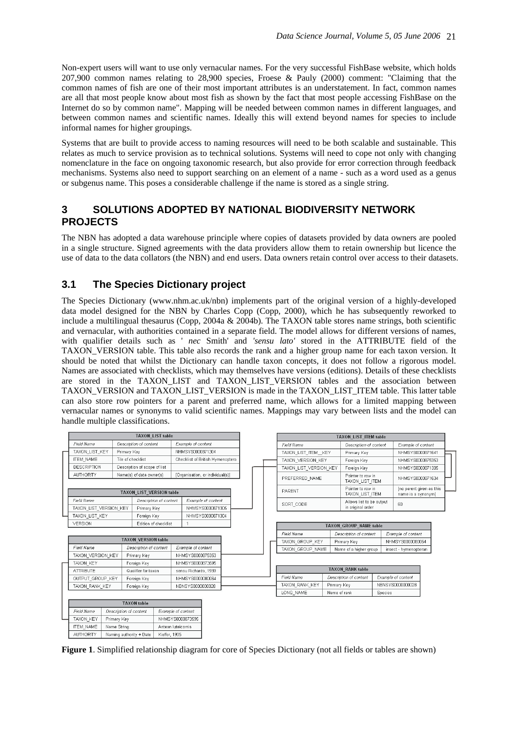Non-expert users will want to use only vernacular names. For the very successful FishBase website, which holds 207,900 common names relating to 28,900 species, Froese & Pauly (2000) comment: "Claiming that the common names of fish are one of their most important attributes is an understatement. In fact, common names are all that most people know about most fish as shown by the fact that most people accessing FishBase on the Internet do so by common name". Mapping will be needed between common names in different languages, and between common names and scientific names. Ideally this will extend beyond names for species to include informal names for higher groupings.

Systems that are built to provide access to naming resources will need to be both scalable and sustainable. This relates as much to service provision as to technical solutions. Systems will need to cope not only with changing nomenclature in the face on ongoing taxonomic research, but also provide for error correction through feedback mechanisms. Systems also need to support searching on an element of a name - such as a word used as a genus or subgenus name. This poses a considerable challenge if the name is stored as a single string.

## 3 SOLUTIONS ADOPTED BY NATIONAL BIODIVERSITY NETWORK PROJECTS

The NBN has adopted a data warehouse principle where copies of datasets provided by data owners are pooled in a single structure. Signed agreements with the data providers allow them to retain ownership but licence the use of data to the data collators (the NBN) and end users. Data owners retain control over access to their datasets.

### 3.1 The Species Dictionary project

The Species Dictionary (www.nhm.ac.uk/nbn) implements part of the original version of a highly-developed data model designed for the NBN by Charles Copp (Copp, 2000), which he has subsequently reworked to include a multilingual thesaurus (Copp, 2004a & 2004b). The TAXON table stores name strings, both scientific and vernacular, with authorities contained in a separate field. The model allows for different versions of names, with qualifier details such as ' *nec* Smith' and *'sensu lato'* stored in the ATTRIBUTE field of the TAXON_VERSION table. This table also records the rank and a higher group name for each taxon version. It should be noted that whilst the Dictionary can handle taxon concepts, it does not follow a rigorous model. Names are associated with checklists, which may themselves have versions (editions). Details of these checklists are stored in the TAXON_LIST and TAXON_LIST_VERSION tables and the association between TAXON_VERSION and TAXON_LIST_VERSION is made in the TAXON_LIST_ITEM table. This latter table can also store row pointers for a parent and preferred name, which allows for a limited mapping between vernacular names or synonyms to valid scientific names. Mappings may vary between lists and the model can handle multiple classifications.

**TAXON_LIST table**

| Field Name | Description of content | Example of content |
|---|---|---|
| TAXON_LIST_KEY | Primary Key | NHMSYS0000871304 |
| ITEM_NAME | Tile of checklist | Checklist of British Hymenoptera |
| DESCRIPTION | Description of scope of list | |
| AUTHORITY | Name(s) of data owner(s) | [Organisation, or individual(s)] |

**TAXON_LIST_VERSION table**

| Field Name | Description of content | Example of content |
|---|---|---|
| TAXON_LIST_VERSION_KEY | Primary Key | NHMSYS0000871305 |
| TAXON_LIST_KEY | Foreign Key | NHMSYS0000871304 |
| VERSION | Edition of checklist | 1 |

**TAXON_VERSION table**

| Field Name | Description of content | Example of content |
|---|---|---|
| TAXON_VERSION_KEY | Primary Key | NHMSYS0000875353 |
| TAXON_KEY | Foreign Key | NHMSYS0000873595 |
| ATTRIBUTE | Qualifier for taxon | sensu Richards, 1939 |
| OUTPUT_GROUP_KEY | Foreign Key | NHMSYS0000080064 |
| TAXON_RANK_KEY | Foreign Key | NBNSYS0000000028 |

**TAXON table**

| Field Name | Description of content | Example of content |
|---|---|---|
| TAXON_KEY | Primary Key | NHMSYS0000873595 |
| ITEM_NAME | Name String | Anteon luteicornis |
| AUTHORITY | Naming authority + Date | Kieffer, 1905 |

**TAXON_LIST_ITEM table**

| Field Name | Description of content | Example of content |
|---|---|---|
| TAXON_LIST_ITEM_KEY | Primary Key | NHMSYS0000871641 |
| TAXON_VERSION_KEY | Foreign Key | NHMSYS0000875353 |
| TAXON_LIST_VERSION_KEY | Foreign Key | NHMSYS0000871305 |
| PREFERRED_NAME | Pointer to row in TAXON_LIST_ITEM | NHMSYS0000871634 |
| PARENT | Pointer to row in TAXON_LIST_ITEM | [no parent given as this name is a synonym] |
| SORT_CODE | Allows list to be output in original order | 60 |

**TAXON_GROUP_NAME table**

| Field Name | Description of content | Example of content |
|---|---|---|
| TAXON_GROUP_KEY | Primary Key | NHMSYS0000080064 |
| TAXON_GROUP_NAME | Name of a higher group | insect - hymenopteran |

**TAXON_RANK table**

| Field Name | Description of content | Example of content |
|---|---|---|
| TAXON_RANK_KEY | Primary Key | NBNSYS0000000028 |
| LONG_NAME | Name of rank | Species |

**Figure 1**. Simplified relationship diagram for core of Species Dictionary (not all fields or tables are shown)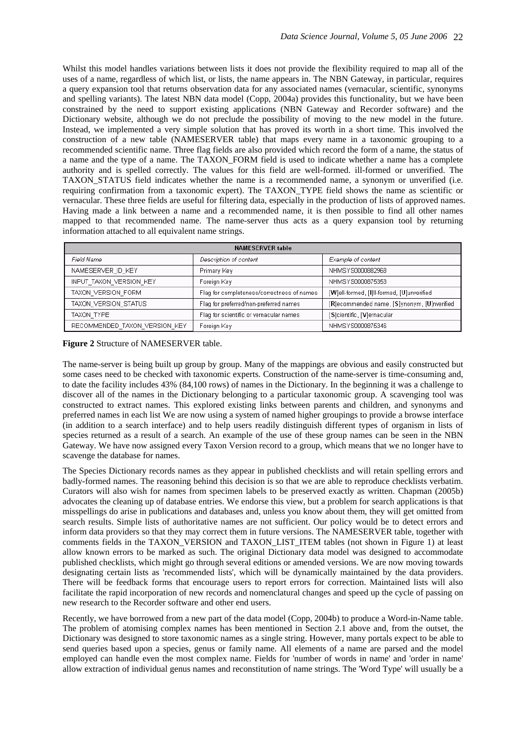Whilst this model handles variations between lists it does not provide the flexibility required to map all of the uses of a name, regardless of which list, or lists, the name appears in. The NBN Gateway, in particular, requires a query expansion tool that returns observation data for any associated names (vernacular, scientific, synonyms and spelling variants). The latest NBN data model (Copp, 2004a) provides this functionality, but we have been constrained by the need to support existing applications (NBN Gateway and Recorder software) and the Dictionary website, although we do not preclude the possibility of moving to the new model in the future. Instead, we implemented a very simple solution that has proved its worth in a short time. This involved the construction of a new table (NAMESERVER table) that maps every name in a taxonomic grouping to a recommended scientific name. Three flag fields are also provided which record the form of a name, the status of a name and the type of a name. The TAXON_FORM field is used to indicate whether a name has a complete authority and is spelled correctly. The values for this field are well-formed. ill-formed or unverified. The TAXON_STATUS field indicates whether the name is a recommended name, a synonym or unverified (i.e. requiring confirmation from a taxonomic expert). The TAXON_TYPE field shows the name as scientific or vernacular. These three fields are useful for filtering data, especially in the production of lists of approved names. Having made a link between a name and a recommended name, it is then possible to find all other names mapped to that recommended name. The name-server thus acts as a query expansion tool by returning information attached to all equivalent name strings.

| NAMESERVER table | | |
|---|---|---|
| *Field Name* | *Description of content* | *Example of content* |
| NAMESERVER_ID_KEY | Primary Key | NHMSYS0000882968 |
| INPUT_TAXON_VERSION_KEY | Foreign Key | NHMSYS0000875353 |
| TAXON_VERSION_FORM | Flag for completeness/correctness of names | [**W**]ell-formed, [**I**]ll-formed, [**U**]nverified |
| TAXON_VERSION_STATUS | Flag for preferred/non-preferred names | [**R**]ecommended name, [**S**]ynonym, [**U**]nverified |
| TAXON_TYPE | Flag for scientific or vernacular names | [**S**]cientific, [**V**]ernacular |
| RECOMMENDED_TAXON_VERSION_KEY | Foreign Key | NHMSYS0000875346 |

**Figure 2** Structure of NAMESERVER table.

The name-server is being built up group by group. Many of the mappings are obvious and easily constructed but some cases need to be checked with taxonomic experts. Construction of the name-server is time-consuming and, to date the facility includes 43% (84,100 rows) of names in the Dictionary. In the beginning it was a challenge to discover all of the names in the Dictionary belonging to a particular taxonomic group. A scavenging tool was constructed to extract names. This explored existing links between parents and children, and synonyms and preferred names in each list We are now using a system of named higher groupings to provide a browse interface (in addition to a search interface) and to help users readily distinguish different types of organism in lists of species returned as a result of a search. An example of the use of these group names can be seen in the NBN Gateway. We have now assigned every Taxon Version record to a group, which means that we no longer have to scavenge the database for names.

The Species Dictionary records names as they appear in published checklists and will retain spelling errors and badly-formed names. The reasoning behind this decision is so that we are able to reproduce checklists verbatim. Curators will also wish for names from specimen labels to be preserved exactly as written. Chapman (2005b) advocates the cleaning up of database entries. We endorse this view, but a problem for search applications is that misspellings do arise in publications and databases and, unless you know about them, they will get omitted from search results. Simple lists of authoritative names are not sufficient. Our policy would be to detect errors and inform data providers so that they may correct them in future versions. The NAMESERVER table, together with comments fields in the TAXON_VERSION and TAXON_LIST_ITEM tables (not shown in Figure 1) at least allow known errors to be marked as such. The original Dictionary data model was designed to accommodate published checklists, which might go through several editions or amended versions. We are now moving towards designating certain lists as 'recommended lists', which will be dynamically maintained by the data providers. There will be feedback forms that encourage users to report errors for correction. Maintained lists will also facilitate the rapid incorporation of new records and nomenclatural changes and speed up the cycle of passing on new research to the Recorder software and other end users.

Recently, we have borrowed from a new part of the data model (Copp, 2004b) to produce a Word-in-Name table. The problem of atomising complex names has been mentioned in Section 2.1 above and, from the outset, the Dictionary was designed to store taxonomic names as a single string. However, many portals expect to be able to send queries based upon a species, genus or family name. All elements of a name are parsed and the model employed can handle even the most complex name. Fields for 'number of words in name' and 'order in name' allow extraction of individual genus names and reconstitution of name strings. The 'Word Type' will usually be a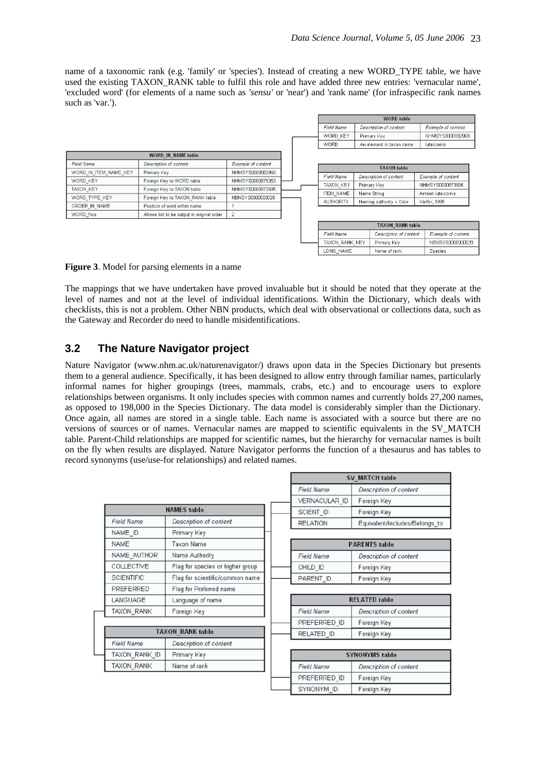name of a taxonomic rank (e.g. 'family' or 'species'). Instead of creating a new WORD_TYPE table, we have used the existing TAXON_RANK table to fulfil this role and have added three new entries: 'vernacular name', 'excluded word' (for elements of a name such as *'sensu'* or 'near') and 'rank name' (for infraspecific rank names such as 'var.').

| WORD_IN_NAME table | | |
|---|---|---|
| *Field Name* | *Description of content* | *Example of content* |
| WORD_IN_ITEM_NAME_KEY | Primary Key | NHMSYS0000682968 |
| WORD_KEY | Foreign Key to WORD table | NHMSYS0000675353 |
| TAXON_KEY | Foreign Key to TAXON table | NHMSYS0000673595 |
| WORD_TYPE_KEY | Foreign Key to TAXON_RANK table | NBNSYS0000000028 |
| ORDER_IN_NAME | Position of word within name | 1 |
| WORD_Nos | Allows list to be output in original order | 2 |

| WORD table | | |
|---|---|---|
| *Field Name* | *Description of content* | *Example of content* |
| WORD_KEY | Primary Key | NHMSYS0000882968 |
| WORD | An element in taxon name | luteicornis |

| TAXON table | | |
|---|---|---|
| *Field Name* | *Description of content* | *Example of content* |
| TAXON_KEY | Primary Key | NHMSYS0000873596 |
| ITEM_NAME | Name String | Anteon luteicornis |
| AUTHORITY | Naming authority + Date | Kieffer, 1905 |

| TAXON_RANK table | | |
|---|---|---|
| *Field Name* | *Description of content* | *Example of content* |
| TAXON_RANK_KEY | Primary Key | NBNSYS0000000028 |
| LONG_NAME | Name of rank | Species |

**Figure 3**. Model for parsing elements in a name

The mappings that we have undertaken have proved invaluable but it should be noted that they operate at the level of names and not at the level of individual identifications. Within the Dictionary, which deals with checklists, this is not a problem. Other NBN products, which deal with observational or collections data, such as the Gateway and Recorder do need to handle misidentifications.

## 3.2 The Nature Navigator project

Nature Navigator (www.nhm.ac.uk/naturenavigator/) draws upon data in the Species Dictionary but presents them to a general audience. Specifically, it has been designed to allow entry through familiar names, particularly informal names for higher groupings (trees, mammals, crabs, etc.) and to encourage users to explore relationships between organisms. It only includes species with common names and currently holds 27,200 names, as opposed to 198,000 in the Species Dictionary. The data model is considerably simpler than the Dictionary. Once again, all names are stored in a single table. Each name is associated with a source but there are no versions of sources or of names. Vernacular names are mapped to scientific equivalents in the SV_MATCH table. Parent-Child relationships are mapped for scientific names, but the hierarchy for vernacular names is built on the fly when results are displayed. Nature Navigator performs the function of a thesaurus and has tables to record synonyms (use/use-for relationships) and related names.

| NAMES table | |
|---|---|
| *Field Name* | *Description of content* |
| NAME_ID | Primary Key |
| NAME | Taxon Name |
| NAME_AUTHOR | Name Authority |
| COLLECTIVE | Flag for species or higher group |
| SCIENTIFIC | Flag for scientific/common name |
| PREFERRED | Flag for Preferred name |
| LANGUAGE | Language of name |
| TAXON_RANK | Foreign Key |

| TAXON_RANK table | |
|---|---|
| *Field Name* | *Description of content* |
| TAXON_RANK_ID | Primary Key |
| TAXON_RANK | Name of rank |

| SV_MATCH table | |
|---|---|
| *Field Name* | *Description of content* |
| VERNACULAR_ID | Foreign Key |
| SCIENT_ID | Foreign Key |
| RELATION | Equivalent/Includes/Belongs_to |

| PARENTS table | |
|---|---|
| *Field Name* | *Description of content* |
| CHILD_ID | Foreign Key |
| PARENT_ID | Foreign Key |

| RELATED table | |
|---|---|
| *Field Name* | *Description of content* |
| PREFERRED_ID | Foreign Key |
| RELATED_ID | Foreign Key |

| SYNONYMS table | |
|---|---|
| *Field Name* | *Description of content* |
| PREFERRED_ID | Foreign Key |
| SYNONYM_ID | Foreign Key |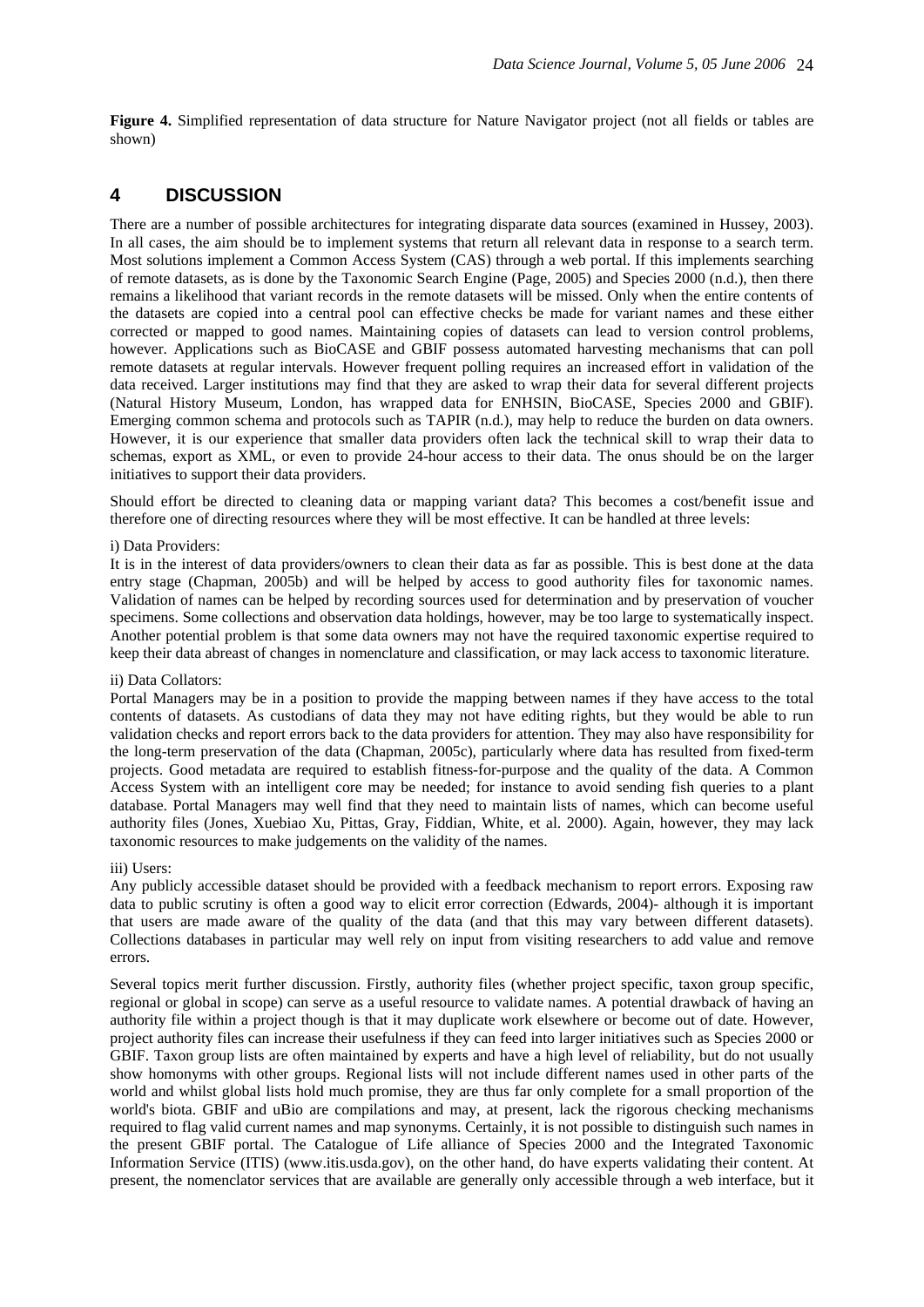**Figure 4.** Simplified representation of data structure for Nature Navigator project (not all fields or tables are shown)

## 4 DISCUSSION

There are a number of possible architectures for integrating disparate data sources (examined in Hussey, 2003). In all cases, the aim should be to implement systems that return all relevant data in response to a search term. Most solutions implement a Common Access System (CAS) through a web portal. If this implements searching of remote datasets, as is done by the Taxonomic Search Engine (Page, 2005) and Species 2000 (n.d.), then there remains a likelihood that variant records in the remote datasets will be missed. Only when the entire contents of the datasets are copied into a central pool can effective checks be made for variant names and these either corrected or mapped to good names. Maintaining copies of datasets can lead to version control problems, however. Applications such as BioCASE and GBIF possess automated harvesting mechanisms that can poll remote datasets at regular intervals. However frequent polling requires an increased effort in validation of the data received. Larger institutions may find that they are asked to wrap their data for several different projects (Natural History Museum, London, has wrapped data for ENHSIN, BioCASE, Species 2000 and GBIF). Emerging common schema and protocols such as TAPIR (n.d.), may help to reduce the burden on data owners. However, it is our experience that smaller data providers often lack the technical skill to wrap their data to schemas, export as XML, or even to provide 24-hour access to their data. The onus should be on the larger initiatives to support their data providers.

Should effort be directed to cleaning data or mapping variant data? This becomes a cost/benefit issue and therefore one of directing resources where they will be most effective. It can be handled at three levels:

i) Data Providers:

It is in the interest of data providers/owners to clean their data as far as possible. This is best done at the data entry stage (Chapman, 2005b) and will be helped by access to good authority files for taxonomic names. Validation of names can be helped by recording sources used for determination and by preservation of voucher specimens. Some collections and observation data holdings, however, may be too large to systematically inspect. Another potential problem is that some data owners may not have the required taxonomic expertise required to keep their data abreast of changes in nomenclature and classification, or may lack access to taxonomic literature.

ii) Data Collators:

Portal Managers may be in a position to provide the mapping between names if they have access to the total contents of datasets. As custodians of data they may not have editing rights, but they would be able to run validation checks and report errors back to the data providers for attention. They may also have responsibility for the long-term preservation of the data (Chapman, 2005c), particularly where data has resulted from fixed-term projects. Good metadata are required to establish fitness-for-purpose and the quality of the data. A Common Access System with an intelligent core may be needed; for instance to avoid sending fish queries to a plant database. Portal Managers may well find that they need to maintain lists of names, which can become useful authority files (Jones, Xuebiao Xu, Pittas, Gray, Fiddian, White, et al. 2000). Again, however, they may lack taxonomic resources to make judgements on the validity of the names.

iii) Users:

Any publicly accessible dataset should be provided with a feedback mechanism to report errors. Exposing raw data to public scrutiny is often a good way to elicit error correction (Edwards, 2004)- although it is important that users are made aware of the quality of the data (and that this may vary between different datasets). Collections databases in particular may well rely on input from visiting researchers to add value and remove errors.

Several topics merit further discussion. Firstly, authority files (whether project specific, taxon group specific, regional or global in scope) can serve as a useful resource to validate names. A potential drawback of having an authority file within a project though is that it may duplicate work elsewhere or become out of date. However, project authority files can increase their usefulness if they can feed into larger initiatives such as Species 2000 or GBIF. Taxon group lists are often maintained by experts and have a high level of reliability, but do not usually show homonyms with other groups. Regional lists will not include different names used in other parts of the world and whilst global lists hold much promise, they are thus far only complete for a small proportion of the world's biota. GBIF and uBio are compilations and may, at present, lack the rigorous checking mechanisms required to flag valid current names and map synonyms. Certainly, it is not possible to distinguish such names in the present GBIF portal. The Catalogue of Life alliance of Species 2000 and the Integrated Taxonomic Information Service (ITIS) (www.itis.usda.gov), on the other hand, do have experts validating their content. At present, the nomenclator services that are available are generally only accessible through a web interface, but it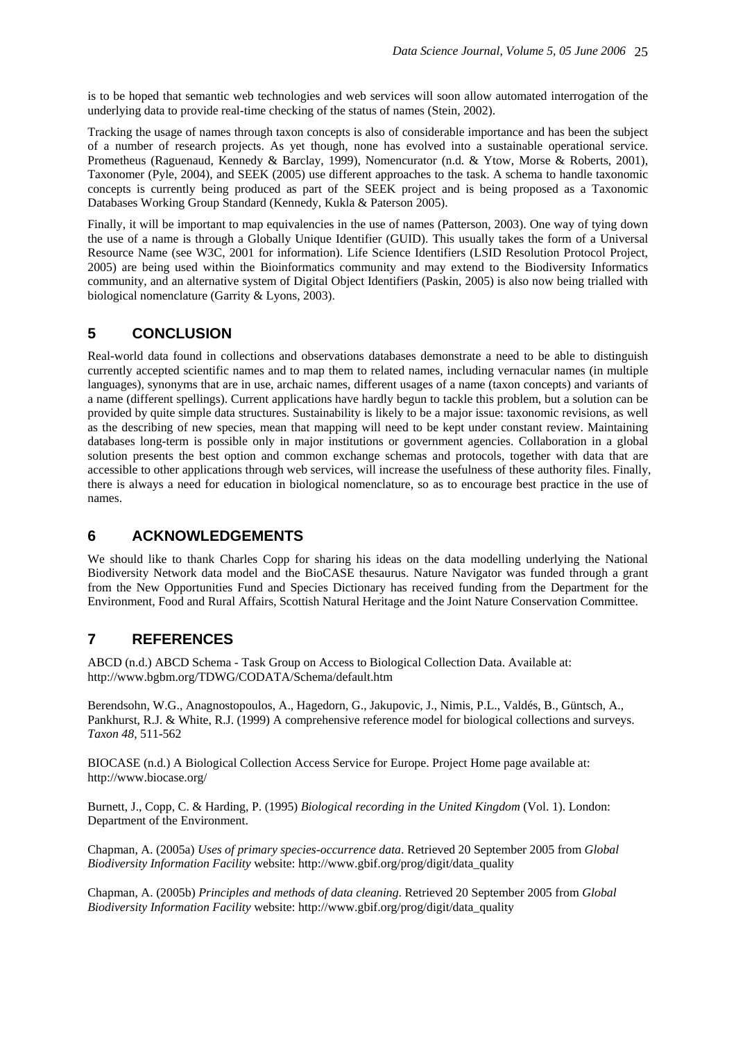is to be hoped that semantic web technologies and web services will soon allow automated interrogation of the underlying data to provide real-time checking of the status of names (Stein, 2002).

Tracking the usage of names through taxon concepts is also of considerable importance and has been the subject of a number of research projects. As yet though, none has evolved into a sustainable operational service. Prometheus (Raguenaud, Kennedy & Barclay, 1999), Nomencurator (n.d. & Ytow, Morse & Roberts, 2001), Taxonomer (Pyle, 2004), and SEEK (2005) use different approaches to the task. A schema to handle taxonomic concepts is currently being produced as part of the SEEK project and is being proposed as a Taxonomic Databases Working Group Standard (Kennedy, Kukla & Paterson 2005).

Finally, it will be important to map equivalencies in the use of names (Patterson, 2003). One way of tying down the use of a name is through a Globally Unique Identifier (GUID). This usually takes the form of a Universal Resource Name (see W3C, 2001 for information). Life Science Identifiers (LSID Resolution Protocol Project, 2005) are being used within the Bioinformatics community and may extend to the Biodiversity Informatics community, and an alternative system of Digital Object Identifiers (Paskin, 2005) is also now being trialled with biological nomenclature (Garrity & Lyons, 2003).

## 5 CONCLUSION

Real-world data found in collections and observations databases demonstrate a need to be able to distinguish currently accepted scientific names and to map them to related names, including vernacular names (in multiple languages), synonyms that are in use, archaic names, different usages of a name (taxon concepts) and variants of a name (different spellings). Current applications have hardly begun to tackle this problem, but a solution can be provided by quite simple data structures. Sustainability is likely to be a major issue: taxonomic revisions, as well as the describing of new species, mean that mapping will need to be kept under constant review. Maintaining databases long-term is possible only in major institutions or government agencies. Collaboration in a global solution presents the best option and common exchange schemas and protocols, together with data that are accessible to other applications through web services, will increase the usefulness of these authority files. Finally, there is always a need for education in biological nomenclature, so as to encourage best practice in the use of names.

## 6 ACKNOWLEDGEMENTS

We should like to thank Charles Copp for sharing his ideas on the data modelling underlying the National Biodiversity Network data model and the BioCASE thesaurus. Nature Navigator was funded through a grant from the New Opportunities Fund and Species Dictionary has received funding from the Department for the Environment, Food and Rural Affairs, Scottish Natural Heritage and the Joint Nature Conservation Committee.

## 7 REFERENCES

ABCD (n.d.) ABCD Schema - Task Group on Access to Biological Collection Data. Available at: http://www.bgbm.org/TDWG/CODATA/Schema/default.htm

Berendsohn, W.G., Anagnostopoulos, A., Hagedorn, G., Jakupovic, J., Nimis, P.L., Valdés, B., Güntsch, A., Pankhurst, R.J. & White, R.J. (1999) A comprehensive reference model for biological collections and surveys. *Taxon 48*, 511-562

BIOCASE (n.d.) A Biological Collection Access Service for Europe. Project Home page available at: http://www.biocase.org/

Burnett, J., Copp, C. & Harding, P. (1995) *Biological recording in the United Kingdom* (Vol. 1). London: Department of the Environment.

Chapman, A. (2005a) *Uses of primary species-occurrence data*. Retrieved 20 September 2005 from *Global Biodiversity Information Facility* website: http://www.gbif.org/prog/digit/data_quality

Chapman, A. (2005b) *Principles and methods of data cleaning*. Retrieved 20 September 2005 from *Global Biodiversity Information Facility* website: http://www.gbif.org/prog/digit/data_quality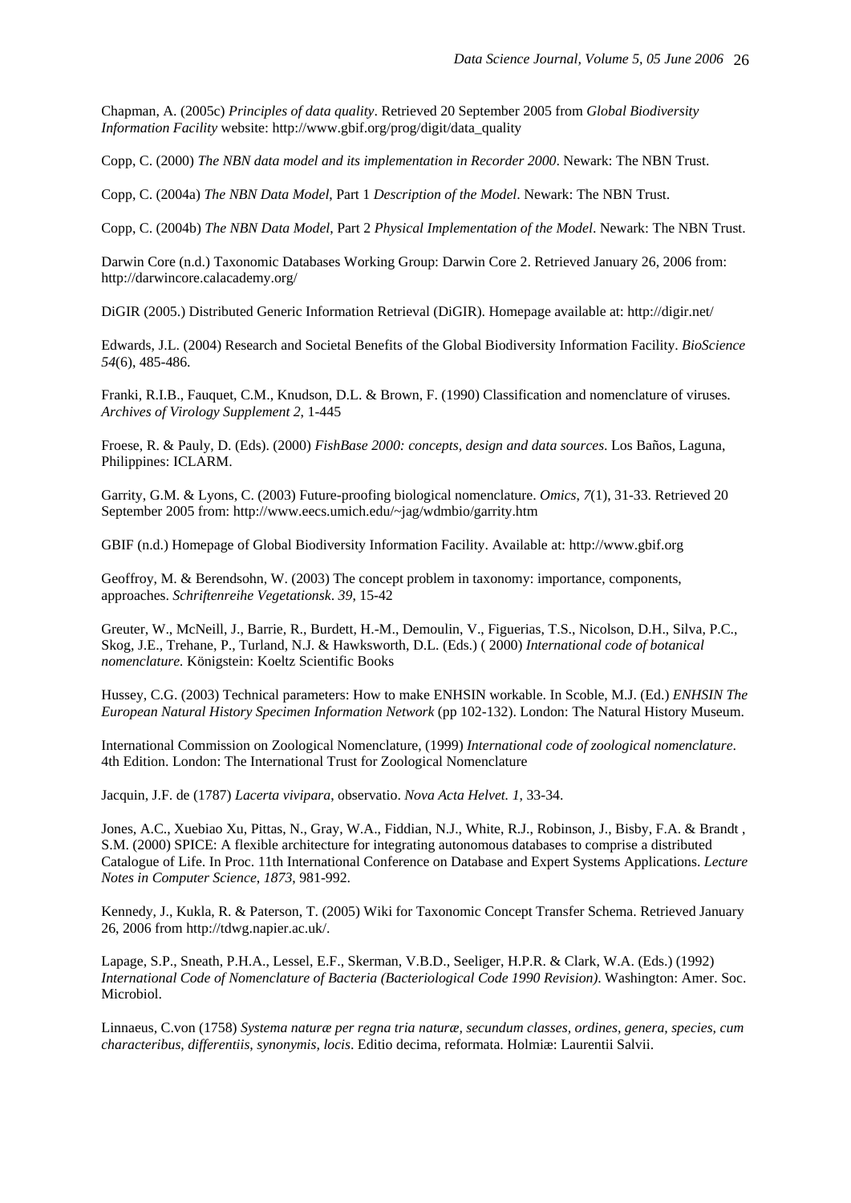Chapman, A. (2005c) *Principles of data quality*. Retrieved 20 September 2005 from *Global Biodiversity Information Facility* website: http://www.gbif.org/prog/digit/data_quality

Copp, C. (2000) *The NBN data model and its implementation in Recorder 2000*. Newark: The NBN Trust.

Copp, C. (2004a) *The NBN Data Model*, Part 1 *Description of the Model*. Newark: The NBN Trust.

Copp, C. (2004b) *The NBN Data Model*, Part 2 *Physical Implementation of the Model*. Newark: The NBN Trust.

Darwin Core (n.d.) Taxonomic Databases Working Group: Darwin Core 2. Retrieved January 26, 2006 from: http://darwincore.calacademy.org/

DiGIR (2005.) Distributed Generic Information Retrieval (DiGIR). Homepage available at: http://digir.net/

Edwards, J.L. (2004) Research and Societal Benefits of the Global Biodiversity Information Facility. *BioScience 54*(6), 485-486.

Franki, R.I.B., Fauquet, C.M., Knudson, D.L. & Brown, F. (1990) Classification and nomenclature of viruses. *Archives of Virology Supplement 2,* 1-445

Froese, R. & Pauly, D. (Eds). (2000) *FishBase 2000: concepts, design and data sources*. Los Baños, Laguna, Philippines: ICLARM.

Garrity, G.M. & Lyons, C. (2003) Future-proofing biological nomenclature. *Omics*, *7*(1), 31-33. Retrieved 20 September 2005 from: http://www.eecs.umich.edu/~jag/wdmbio/garrity.htm

GBIF (n.d.) Homepage of Global Biodiversity Information Facility. Available at: http://www.gbif.org

Geoffroy, M. & Berendsohn, W. (2003) The concept problem in taxonomy: importance, components, approaches. *Schriftenreihe Vegetationsk*. *39,* 15-42

Greuter, W., McNeill, J., Barrie, R., Burdett, H.-M., Demoulin, V., Figuerias, T.S., Nicolson, D.H., Silva, P.C., Skog, J.E., Trehane, P., Turland, N.J. & Hawksworth, D.L. (Eds.) ( 2000) *International code of botanical nomenclature.* Königstein: Koeltz Scientific Books

Hussey, C.G. (2003) Technical parameters: How to make ENHSIN workable. In Scoble, M.J. (Ed.) *ENHSIN The European Natural History Specimen Information Network* (pp 102-132). London: The Natural History Museum.

International Commission on Zoological Nomenclature, (1999) *International code of zoological nomenclature*. 4th Edition. London: The International Trust for Zoological Nomenclature

Jacquin, J.F. de (1787) *Lacerta vivipara*, observatio. *Nova Acta Helvet. 1*, 33-34.

Jones, A.C., Xuebiao Xu, Pittas, N., Gray, W.A., Fiddian, N.J., White, R.J., Robinson, J., Bisby, F.A. & Brandt , S.M. (2000) SPICE: A flexible architecture for integrating autonomous databases to comprise a distributed Catalogue of Life. In Proc. 11th International Conference on Database and Expert Systems Applications. *Lecture Notes in Computer Science*, *1873*, 981-992.

Kennedy, J., Kukla, R. & Paterson, T. (2005) Wiki for Taxonomic Concept Transfer Schema. Retrieved January 26, 2006 from http://tdwg.napier.ac.uk/.

Lapage, S.P., Sneath, P.H.A., Lessel, E.F., Skerman, V.B.D., Seeliger, H.P.R. & Clark, W.A. (Eds.) (1992) *International Code of Nomenclature of Bacteria (Bacteriological Code 1990 Revision)*. Washington: Amer. Soc. Microbiol.

Linnaeus, C.von (1758) *Systema naturæ per regna tria naturæ, secundum classes, ordines, genera, species, cum characteribus, differentiis, synonymis, locis*. Editio decima, reformata. Holmiæ: Laurentii Salvii.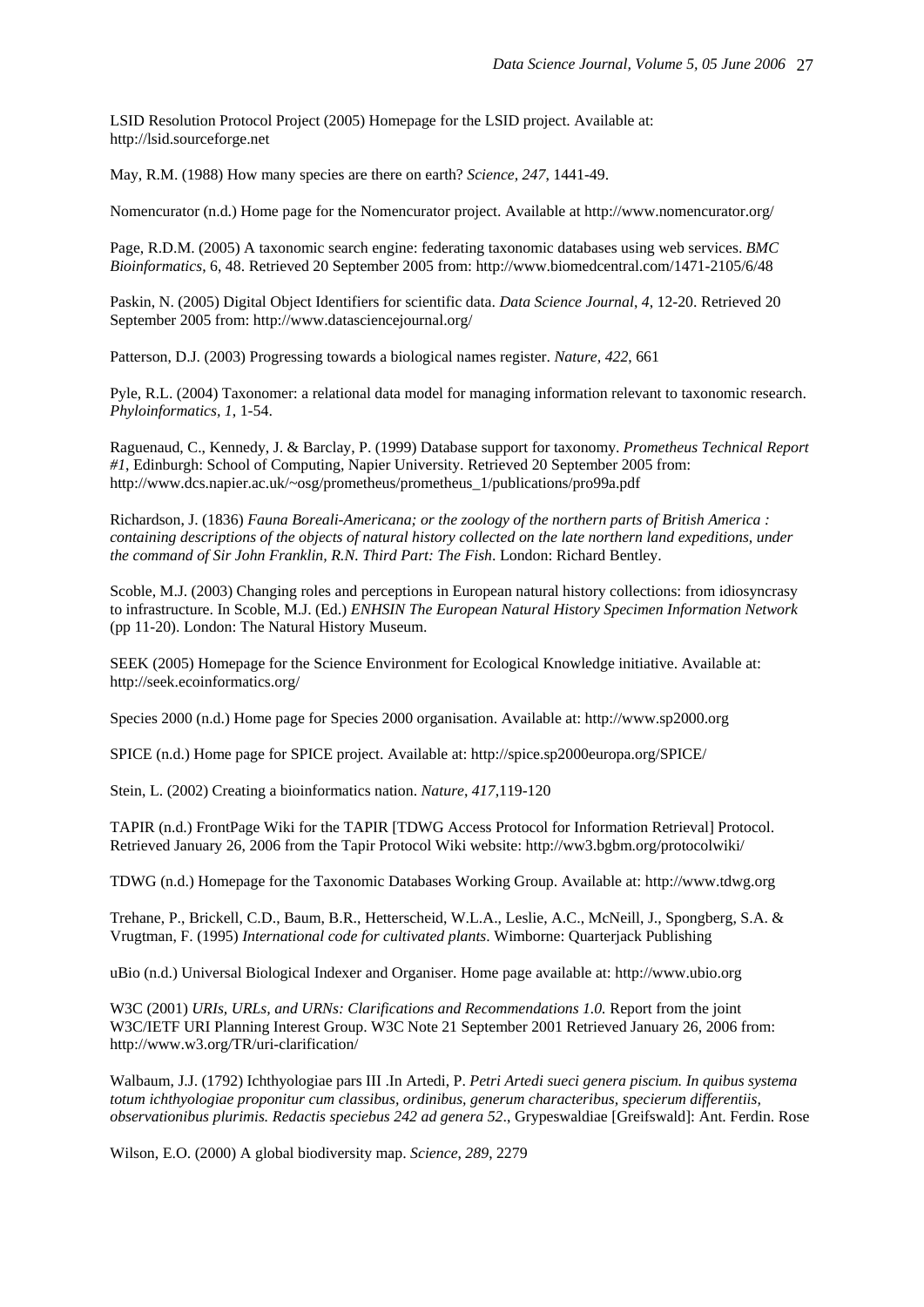LSID Resolution Protocol Project (2005) Homepage for the LSID project. Available at: http://lsid.sourceforge.net

May, R.M. (1988) How many species are there on earth? *Science, 247*, 1441-49.

Nomencurator (n.d.) Home page for the Nomencurator project. Available at http://www.nomencurator.org/

Page, R.D.M. (2005) A taxonomic search engine: federating taxonomic databases using web services. *BMC Bioinformatics*, 6, 48. Retrieved 20 September 2005 from: http://www.biomedcentral.com/1471-2105/6/48

Paskin, N. (2005) Digital Object Identifiers for scientific data. *Data Science Journal*, *4*, 12-20. Retrieved 20 September 2005 from: http://www.datasciencejournal.org/

Patterson, D.J. (2003) Progressing towards a biological names register. *Nature*, *422*, 661

Pyle, R.L. (2004) Taxonomer: a relational data model for managing information relevant to taxonomic research. *Phyloinformatics*, *1*, 1-54.

Raguenaud, C., Kennedy, J. & Barclay, P. (1999) Database support for taxonomy. *Prometheus Technical Report #1*, Edinburgh: School of Computing, Napier University. Retrieved 20 September 2005 from: http://www.dcs.napier.ac.uk/~osg/prometheus/prometheus_1/publications/pro99a.pdf

Richardson, J. (1836) *Fauna Boreali-Americana; or the zoology of the northern parts of British America : containing descriptions of the objects of natural history collected on the late northern land expeditions, under the command of Sir John Franklin, R.N. Third Part: The Fish*. London: Richard Bentley.

Scoble, M.J. (2003) Changing roles and perceptions in European natural history collections: from idiosyncrasy to infrastructure. In Scoble, M.J. (Ed.) *ENHSIN The European Natural History Specimen Information Network* (pp 11-20). London: The Natural History Museum.

SEEK (2005) Homepage for the Science Environment for Ecological Knowledge initiative. Available at: http://seek.ecoinformatics.org/

Species 2000 (n.d.) Home page for Species 2000 organisation. Available at: http://www.sp2000.org

SPICE (n.d.) Home page for SPICE project. Available at: http://spice.sp2000europa.org/SPICE/

Stein, L. (2002) Creating a bioinformatics nation. *Nature*, *417*,119-120

TAPIR (n.d.) FrontPage Wiki for the TAPIR [TDWG Access Protocol for Information Retrieval] Protocol. Retrieved January 26, 2006 from the Tapir Protocol Wiki website: http://ww3.bgbm.org/protocolwiki/

TDWG (n.d.) Homepage for the Taxonomic Databases Working Group. Available at: http://www.tdwg.org

Trehane, P., Brickell, C.D., Baum, B.R., Hetterscheid, W.L.A., Leslie, A.C., McNeill, J., Spongberg, S.A. & Vrugtman, F. (1995) *International code for cultivated plants*. Wimborne: Quarterjack Publishing

uBio (n.d.) Universal Biological Indexer and Organiser. Home page available at: http://www.ubio.org

W3C (2001) *URIs, URLs, and URNs: Clarifications and Recommendations 1.0.* Report from the joint W3C/IETF URI Planning Interest Group. W3C Note 21 September 2001 Retrieved January 26, 2006 from: http://www.w3.org/TR/uri-clarification/

Walbaum, J.J. (1792) Ichthyologiae pars III .In Artedi, P. *Petri Artedi sueci genera piscium. In quibus systema totum ichthyologiae proponitur cum classibus, ordinibus, generum characteribus, specierum differentiis, observationibus plurimis. Redactis speciebus 242 ad genera 52*., Grypeswaldiae [Greifswald]: Ant. Ferdin. Rose

Wilson, E.O. (2000) A global biodiversity map. *Science, 289*, 2279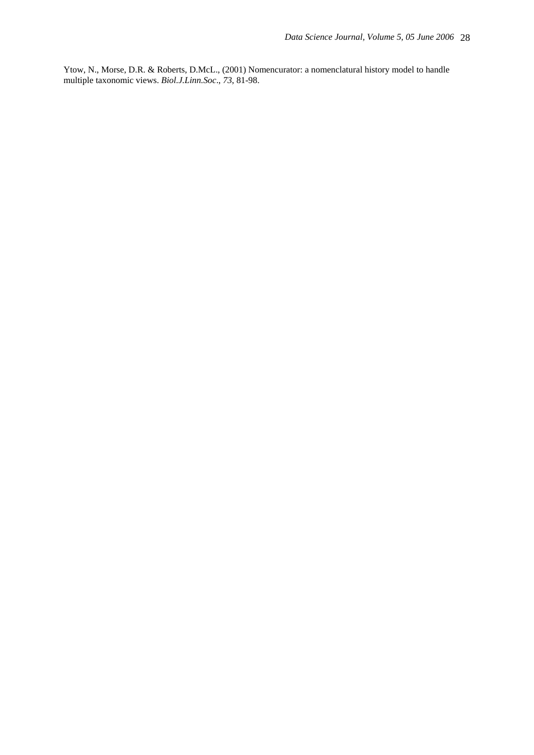Ytow, N., Morse, D.R. & Roberts, D.McL., (2001) Nomencurator: a nomenclatural history model to handle multiple taxonomic views. *Biol.J.Linn.Soc*., *73*, 81-98.